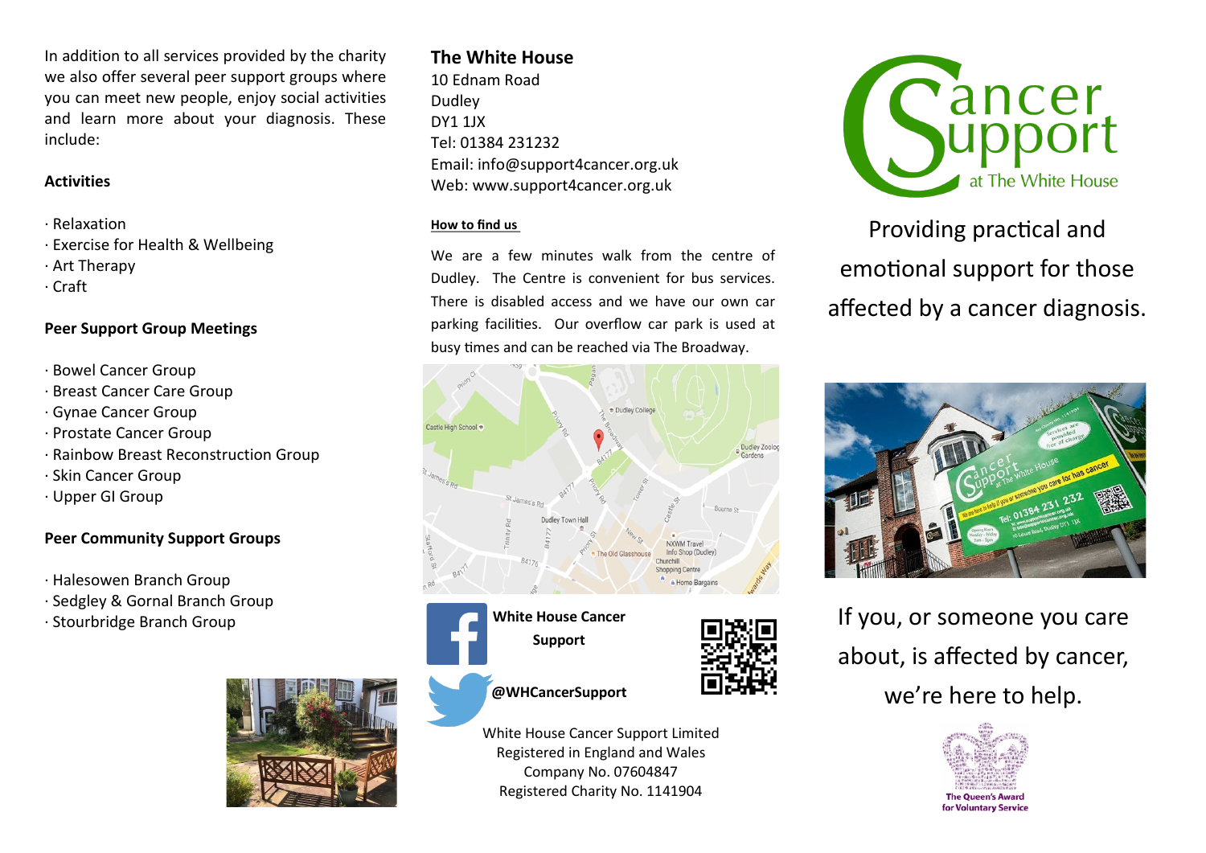In addition to all services provided by the charity we also offer several peer support groups where you can meet new people, enjoy social activities and learn more about your diagnosis. These include:

**Activities**

- Relaxation
- Exercise for Health & Wellbeing
- Art Therapy
- Craft

**Peer Support Group Meetings**

- Bowel Cancer Group
- Breast Cancer Care Group
- Gynae Cancer Group
- Prostate Cancer Group
- Rainbow Breast Reconstruction Group
- Skin Cancer Group
- Upper GI Group

**Peer Community Support Groups**

- Halesowen Branch Group
- Sedgley & Gornal Branch Group
- Stourbridge Branch Group

## The White House

10 Ednam Road
Dudley
DY1 1JX
Tel: 01384 231232
Email: info@support4cancer.org.uk
Web: www.support4cancer.org.uk

**How to find us**

We are a few minutes walk from the centre of Dudley. The Centre is convenient for bus services. There is disabled access and we have our own car parking facilities. Our overflow car park is used at busy times and can be reached via The Broadway.

**White House Cancer Support**

**@WHCancerSupport**

White House Cancer Support Limited
Registered in England and Wales
Company No. 07604847
Registered Charity No. 1141904

# Cancer Support at The White House

Providing practical and emotional support for those affected by a cancer diagnosis.

If you, or someone you care about, is affected by cancer, we're here to help.

The Queen's Award for Voluntary Service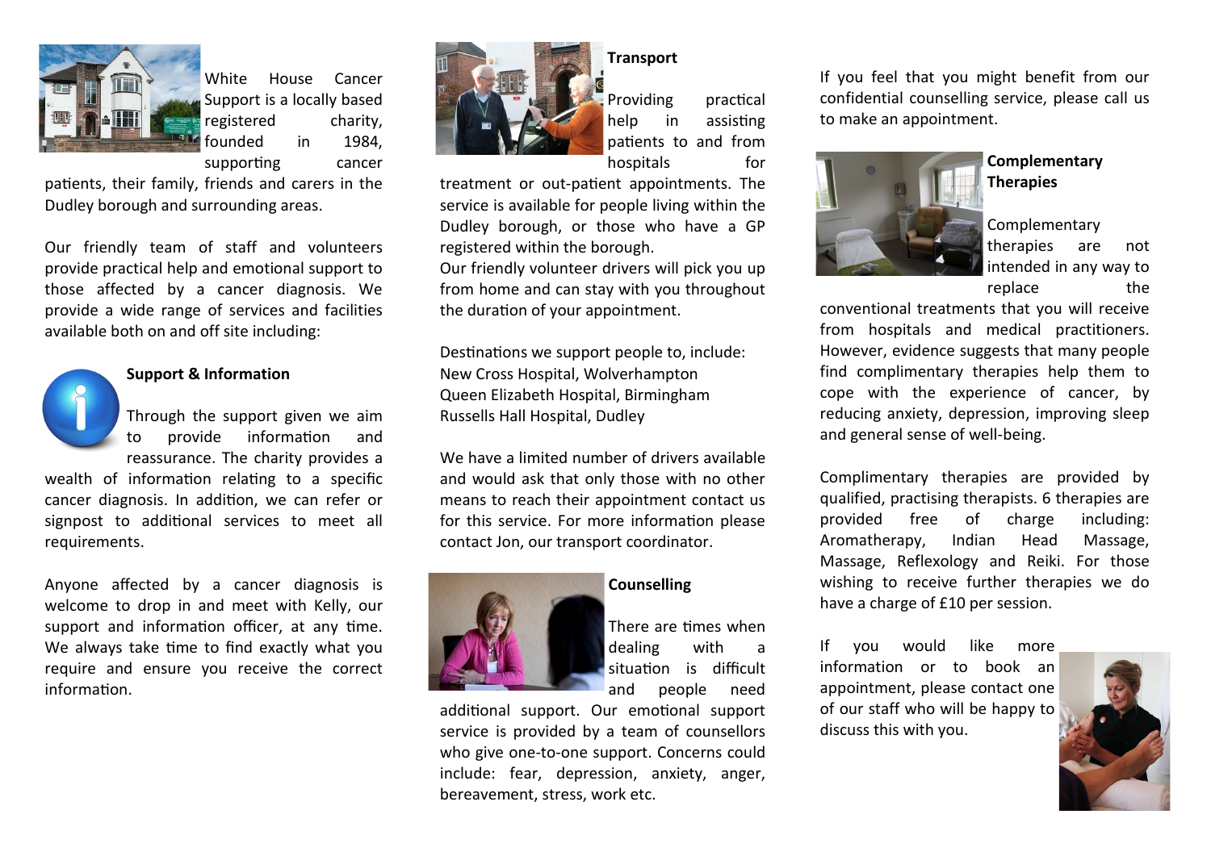White House Cancer Support is a locally based registered charity, founded in 1984, supporting cancer patients, their family, friends and carers in the Dudley borough and surrounding areas.

Our friendly team of staff and volunteers provide practical help and emotional support to those affected by a cancer diagnosis. We provide a wide range of services and facilities available both on and off site including:

**Support & Information**

Through the support given we aim to provide information and reassurance. The charity provides a wealth of information relating to a specific cancer diagnosis. In addition, we can refer or signpost to additional services to meet all requirements.

Anyone affected by a cancer diagnosis is welcome to drop in and meet with Kelly, our support and information officer, at any time. We always take time to find exactly what you require and ensure you receive the correct information.

**Transport**

Providing practical help in assisting patients to and from hospitals for treatment or out-patient appointments. The service is available for people living within the Dudley borough, or those who have a GP registered within the borough.
Our friendly volunteer drivers will pick you up from home and can stay with you throughout the duration of your appointment.

Destinations we support people to, include:
New Cross Hospital, Wolverhampton
Queen Elizabeth Hospital, Birmingham
Russells Hall Hospital, Dudley

We have a limited number of drivers available and would ask that only those with no other means to reach their appointment contact us for this service. For more information please contact Jon, our transport coordinator.

**Counselling**

There are times when dealing with a situation is difficult and people need additional support. Our emotional support service is provided by a team of counsellors who give one-to-one support. Concerns could include: fear, depression, anxiety, anger, bereavement, stress, work etc.

If you feel that you might benefit from our confidential counselling service, please call us to make an appointment.

**Complementary Therapies**

Complementary therapies are not intended in any way to replace the conventional treatments that you will receive from hospitals and medical practitioners. However, evidence suggests that many people find complimentary therapies help them to cope with the experience of cancer, by reducing anxiety, depression, improving sleep and general sense of well-being.

Complimentary therapies are provided by qualified, practising therapists. 6 therapies are provided free of charge including: Aromatherapy, Indian Head Massage, Massage, Reflexology and Reiki. For those wishing to receive further therapies we do have a charge of £10 per session.

If you would like more information or to book an appointment, please contact one of our staff who will be happy to discuss this with you.